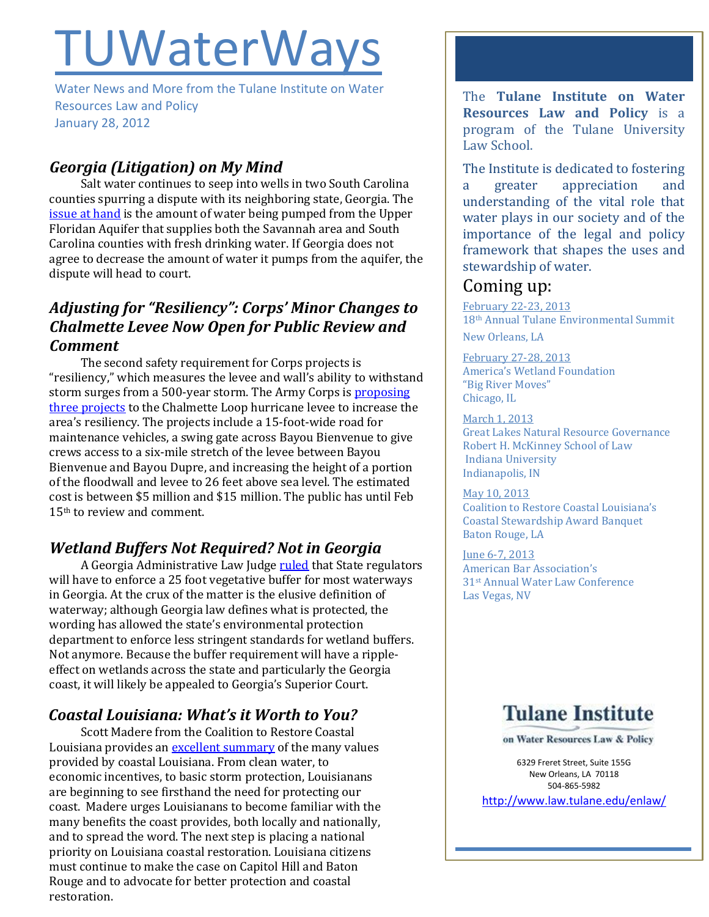# TUWaterWays

Water News and More from the Tulane Institute on Water Resources Law and Policy
January 28, 2012

## *Georgia (Litigation) on My Mind*

Salt water continues to seep into wells in two South Carolina counties spurring a dispute with its neighboring state, Georgia. The issue at hand is the amount of water being pumped from the Upper Floridan Aquifer that supplies both the Savannah area and South Carolina counties with fresh drinking water. If Georgia does not agree to decrease the amount of water it pumps from the aquifer, the dispute will head to court.

## *Adjusting for "Resiliency": Corps' Minor Changes to Chalmette Levee Now Open for Public Review and Comment*

The second safety requirement for Corps projects is "resiliency," which measures the levee and wall's ability to withstand storm surges from a 500-year storm. The Army Corps is proposing three projects to the Chalmette Loop hurricane levee to increase the area's resiliency. The projects include a 15-foot-wide road for maintenance vehicles, a swing gate across Bayou Bienvenue to give crews access to a six-mile stretch of the levee between Bayou Bienvenue and Bayou Dupre, and increasing the height of a portion of the floodwall and levee to 26 feet above sea level. The estimated cost is between $5 million and $15 million. The public has until Feb 15th to review and comment.

## *Wetland Buffers Not Required? Not in Georgia*

A Georgia Administrative Law Judge ruled that State regulators will have to enforce a 25 foot vegetative buffer for most waterways in Georgia. At the crux of the matter is the elusive definition of waterway; although Georgia law defines what is protected, the wording has allowed the state's environmental protection department to enforce less stringent standards for wetland buffers. Not anymore. Because the buffer requirement will have a ripple-effect on wetlands across the state and particularly the Georgia coast, it will likely be appealed to Georgia's Superior Court.

## *Coastal Louisiana: What's it Worth to You?*

Scott Madere from the Coalition to Restore Coastal Louisiana provides an excellent summary of the many values provided by coastal Louisiana. From clean water, to economic incentives, to basic storm protection, Louisianans are beginning to see firsthand the need for protecting our coast. Madere urges Louisianans to become familiar with the many benefits the coast provides, both locally and nationally, and to spread the word. The next step is placing a national priority on Louisiana coastal restoration. Louisiana citizens must continue to make the case on Capitol Hill and Baton Rouge and to advocate for better protection and coastal restoration.

The **Tulane Institute on Water Resources Law and Policy** is a program of the Tulane University Law School.

The Institute is dedicated to fostering a greater appreciation and understanding of the vital role that water plays in our society and of the importance of the legal and policy framework that shapes the uses and stewardship of water.

### Coming up:

February 22-23, 2013
18th Annual Tulane Environmental Summit
New Orleans, LA

February 27-28, 2013
America's Wetland Foundation
"Big River Moves"
Chicago, IL

March 1, 2013
Great Lakes Natural Resource Governance
Robert H. McKinney School of Law
Indiana University
Indianapolis, IN

May 10, 2013
Coalition to Restore Coastal Louisiana's
Coastal Stewardship Award Banquet
Baton Rouge, LA

June 6-7, 2013
American Bar Association's
31st Annual Water Law Conference
Las Vegas, NV

**Tulane Institute on Water Resources Law & Policy**

6329 Freret Street, Suite 155G
New Orleans, LA 70118
504-865-5982
http://www.law.tulane.edu/enlaw/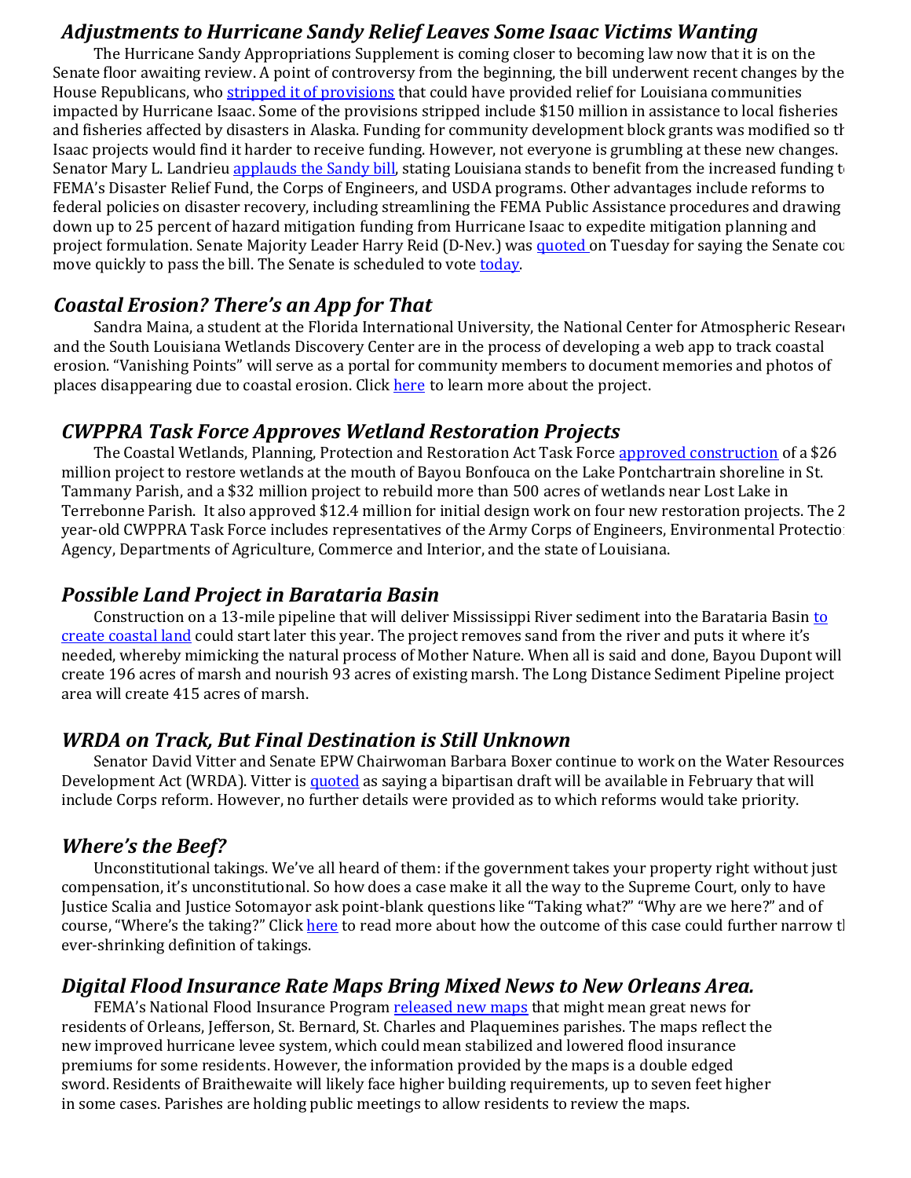## *Adjustments to Hurricane Sandy Relief Leaves Some Isaac Victims Wanting*

The Hurricane Sandy Appropriations Supplement is coming closer to becoming law now that it is on the Senate floor awaiting review. A point of controversy from the beginning, the bill underwent recent changes by the House Republicans, who stripped it of provisions that could have provided relief for Louisiana communities impacted by Hurricane Isaac. Some of the provisions stripped include $150 million in assistance to local fisheries and fisheries affected by disasters in Alaska. Funding for community development block grants was modified so th Isaac projects would find it harder to receive funding. However, not everyone is grumbling at these new changes. Senator Mary L. Landrieu applauds the Sandy bill, stating Louisiana stands to benefit from the increased funding t FEMA's Disaster Relief Fund, the Corps of Engineers, and USDA programs. Other advantages include reforms to federal policies on disaster recovery, including streamlining the FEMA Public Assistance procedures and drawing down up to 25 percent of hazard mitigation funding from Hurricane Isaac to expedite mitigation planning and project formulation. Senate Majority Leader Harry Reid (D-Nev.) was quoted on Tuesday for saying the Senate cou move quickly to pass the bill. The Senate is scheduled to vote today.

## *Coastal Erosion? There's an App for That*

Sandra Maina, a student at the Florida International University, the National Center for Atmospheric Researc and the South Louisiana Wetlands Discovery Center are in the process of developing a web app to track coastal erosion. "Vanishing Points" will serve as a portal for community members to document memories and photos of places disappearing due to coastal erosion. Click here to learn more about the project.

## *CWPPRA Task Force Approves Wetland Restoration Projects*

The Coastal Wetlands, Planning, Protection and Restoration Act Task Force approved construction of a $26 million project to restore wetlands at the mouth of Bayou Bonfouca on the Lake Pontchartrain shoreline in St. Tammany Parish, and a $32 million project to rebuild more than 500 acres of wetlands near Lost Lake in Terrebonne Parish. It also approved $12.4 million for initial design work on four new restoration projects. The 2 year-old CWPPRA Task Force includes representatives of the Army Corps of Engineers, Environmental Protectio Agency, Departments of Agriculture, Commerce and Interior, and the state of Louisiana.

## *Possible Land Project in Barataria Basin*

Construction on a 13-mile pipeline that will deliver Mississippi River sediment into the Barataria Basin to create coastal land could start later this year. The project removes sand from the river and puts it where it's needed, whereby mimicking the natural process of Mother Nature. When all is said and done, Bayou Dupont will create 196 acres of marsh and nourish 93 acres of existing marsh. The Long Distance Sediment Pipeline project area will create 415 acres of marsh.

## *WRDA on Track, But Final Destination is Still Unknown*

Senator David Vitter and Senate EPW Chairwoman Barbara Boxer continue to work on the Water Resources Development Act (WRDA). Vitter is quoted as saying a bipartisan draft will be available in February that will include Corps reform. However, no further details were provided as to which reforms would take priority.

## *Where's the Beef?*

Unconstitutional takings. We've all heard of them: if the government takes your property right without just compensation, it's unconstitutional. So how does a case make it all the way to the Supreme Court, only to have Justice Scalia and Justice Sotomayor ask point-blank questions like "Taking what?" "Why are we here?" and of course, "Where's the taking?" Click here to read more about how the outcome of this case could further narrow th ever-shrinking definition of takings.

## *Digital Flood Insurance Rate Maps Bring Mixed News to New Orleans Area.*

FEMA's National Flood Insurance Program released new maps that might mean great news for residents of Orleans, Jefferson, St. Bernard, St. Charles and Plaquemines parishes. The maps reflect the new improved hurricane levee system, which could mean stabilized and lowered flood insurance premiums for some residents. However, the information provided by the maps is a double edged sword. Residents of Braithewaite will likely face higher building requirements, up to seven feet higher in some cases. Parishes are holding public meetings to allow residents to review the maps.